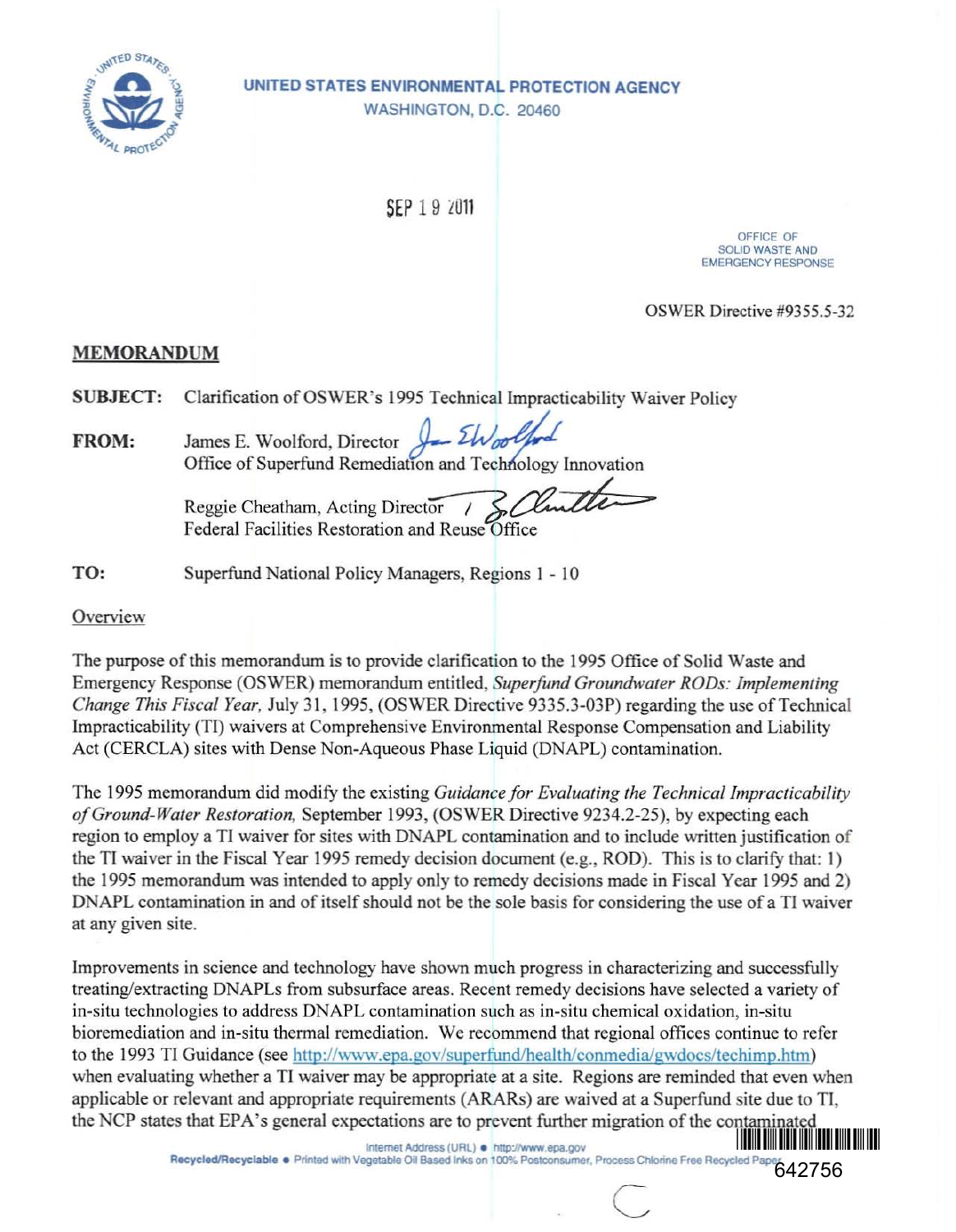**UNITED STATES ENVIRONMENTAL PROTECTION AGENCY**
WASHINGTON, D.C. 20460

SEP 19 2011

OFFICE OF
SOLID WASTE AND
EMERGENCY RESPONSE

OSWER Directive #9355.5-32

## MEMORANDUM

**SUBJECT:** Clarification of OSWER's 1995 Technical Impracticability Waiver Policy

**FROM:** James E. Woolford, Director
Office of Superfund Remediation and Technology Innovation

Reggie Cheatham, Acting Director
Federal Facilities Restoration and Reuse Office

**TO:** Superfund National Policy Managers, Regions 1 - 10

Overview

The purpose of this memorandum is to provide clarification to the 1995 Office of Solid Waste and Emergency Response (OSWER) memorandum entitled, *Superfund Groundwater RODs: Implementing Change This Fiscal Year,* July 31, 1995, (OSWER Directive 9335.3-03P) regarding the use of Technical Impracticability (TI) waivers at Comprehensive Environmental Response Compensation and Liability Act (CERCLA) sites with Dense Non-Aqueous Phase Liquid (DNAPL) contamination.

The 1995 memorandum did modify the existing *Guidance for Evaluating the Technical Impracticability of Ground-Water Restoration,* September 1993, (OSWER Directive 9234.2-25), by expecting each region to employ a TI waiver for sites with DNAPL contamination and to include written justification of the TI waiver in the Fiscal Year 1995 remedy decision document (e.g., ROD). This is to clarify that: 1) the 1995 memorandum was intended to apply only to remedy decisions made in Fiscal Year 1995 and 2) DNAPL contamination in and of itself should not be the sole basis for considering the use of a TI waiver at any given site.

Improvements in science and technology have shown much progress in characterizing and successfully treating/extracting DNAPLs from subsurface areas. Recent remedy decisions have selected a variety of in-situ technologies to address DNAPL contamination such as in-situ chemical oxidation, in-situ bioremediation and in-situ thermal remediation. We recommend that regional offices continue to refer to the 1993 TI Guidance (see http://www.epa.gov/superfund/health/conmedia/gwdocs/techimp.htm) when evaluating whether a TI waiver may be appropriate at a site. Regions are reminded that even when applicable or relevant and appropriate requirements (ARARs) are waived at a Superfund site due to TI, the NCP states that EPA's general expectations are to prevent further migration of the contaminated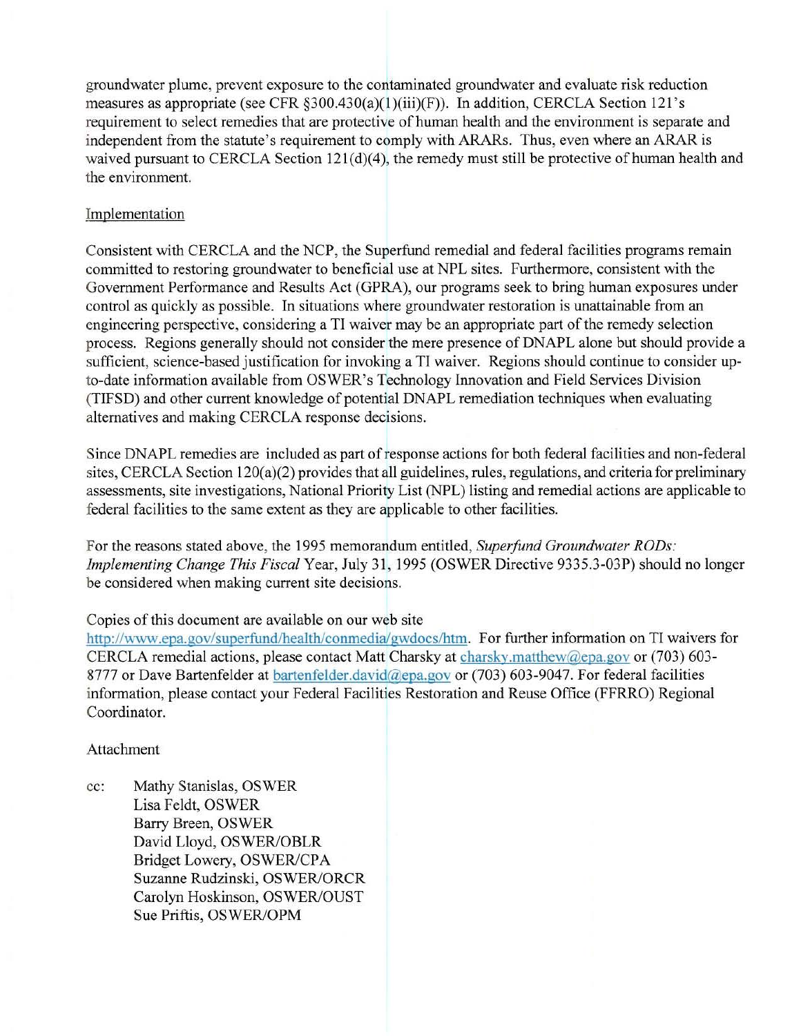groundwater plume, prevent exposure to the contaminated groundwater and evaluate risk reduction measures as appropriate (see CFR §300.430(a)(1)(iii)(F)). In addition, CERCLA Section 121's requirement to select remedies that are protective of human health and the environment is separate and independent from the statute's requirement to comply with ARARs. Thus, even where an ARAR is waived pursuant to CERCLA Section 121(d)(4), the remedy must still be protective of human health and the environment.

Implementation

Consistent with CERCLA and the NCP, the Superfund remedial and federal facilities programs remain committed to restoring groundwater to beneficial use at NPL sites. Furthermore, consistent with the Government Performance and Results Act (GPRA), our programs seek to bring human exposures under control as quickly as possible. In situations where groundwater restoration is unattainable from an engineering perspective, considering a TI waiver may be an appropriate part of the remedy selection process. Regions generally should not consider the mere presence of DNAPL alone but should provide a sufficient, science-based justification for invoking a TI waiver. Regions should continue to consider up-to-date information available from OSWER's Technology Innovation and Field Services Division (TIFSD) and other current knowledge of potential DNAPL remediation techniques when evaluating alternatives and making CERCLA response decisions.

Since DNAPL remedies are included as part of response actions for both federal facilities and non-federal sites, CERCLA Section 120(a)(2) provides that all guidelines, rules, regulations, and criteria for preliminary assessments, site investigations, National Priority List (NPL) listing and remedial actions are applicable to federal facilities to the same extent as they are applicable to other facilities.

For the reasons stated above, the 1995 memorandum entitled, *Superfund Groundwater RODs: Implementing Change This Fiscal* Year, July 31, 1995 (OSWER Directive 9335.3-03P) should no longer be considered when making current site decisions.

Copies of this document are available on our web site http://www.epa.gov/superfund/health/conmedia/gwdocs/htm. For further information on TI waivers for CERCLA remedial actions, please contact Matt Charsky at charsky.matthew@epa.gov or (703) 603-8777 or Dave Bartenfelder at bartenfelder.david@epa.gov or (703) 603-9047. For federal facilities information, please contact your Federal Facilities Restoration and Reuse Office (FFRRO) Regional Coordinator.

Attachment

cc: Mathy Stanislas, OSWER
Lisa Feldt, OSWER
Barry Breen, OSWER
David Lloyd, OSWER/OBLR
Bridget Lowery, OSWER/CPA
Suzanne Rudzinski, OSWER/ORCR
Carolyn Hoskinson, OSWER/OUST
Sue Priftis, OSWER/OPM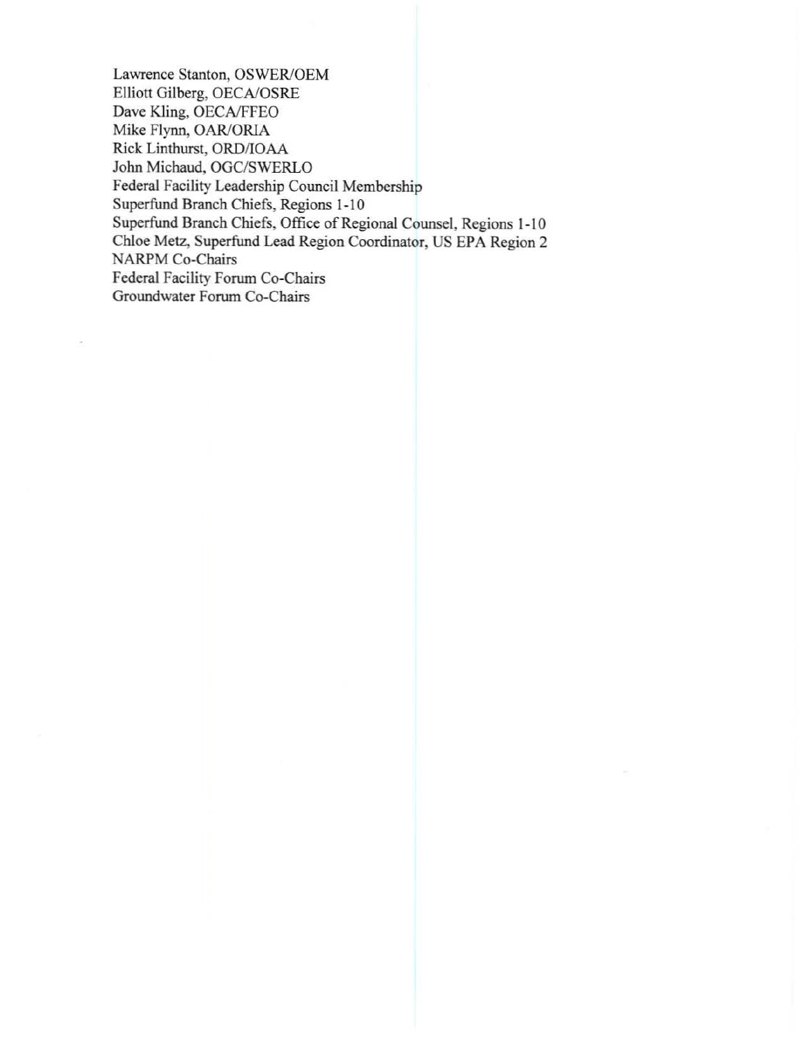Lawrence Stanton, OSWER/OEM
Elliott Gilberg, OECA/OSRE
Dave Kling, OECA/FFEO
Mike Flynn, OAR/ORIA
Rick Linthurst, ORD/IOAA
John Michaud, OGC/SWERLO
Federal Facility Leadership Council Membership
Superfund Branch Chiefs, Regions 1-10
Superfund Branch Chiefs, Office of Regional Counsel, Regions 1-10
Chloe Metz, Superfund Lead Region Coordinator, US EPA Region 2
NARPM Co-Chairs
Federal Facility Forum Co-Chairs
Groundwater Forum Co-Chairs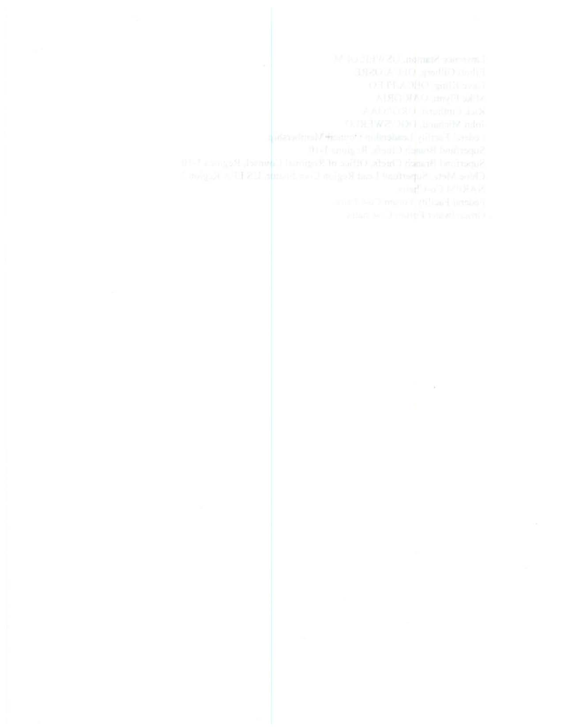Lawrence Stanton, OSWER/OEM
Elliott Gilberg, OECA/OSRE
Dave Kling, OECA/FFEO
Mike Flynn, OAR/ORIA
Kira Lombardo, USEPA/OAR
John Michaud, OGC/SWERLO
Federal Facility Leadership Council Membership
Superfund Branch Chiefs, Regions 1-10
Superfund Branch Chiefs, Office of Regional Counsel, Regions 1-10
Chloe Metz, Superfund Lead Region Coordinator, US EPA Region 5
NARPM Co-Chairs
Federal Facility Forum Co-Chairs
Groundwater Forum Co-Chairs